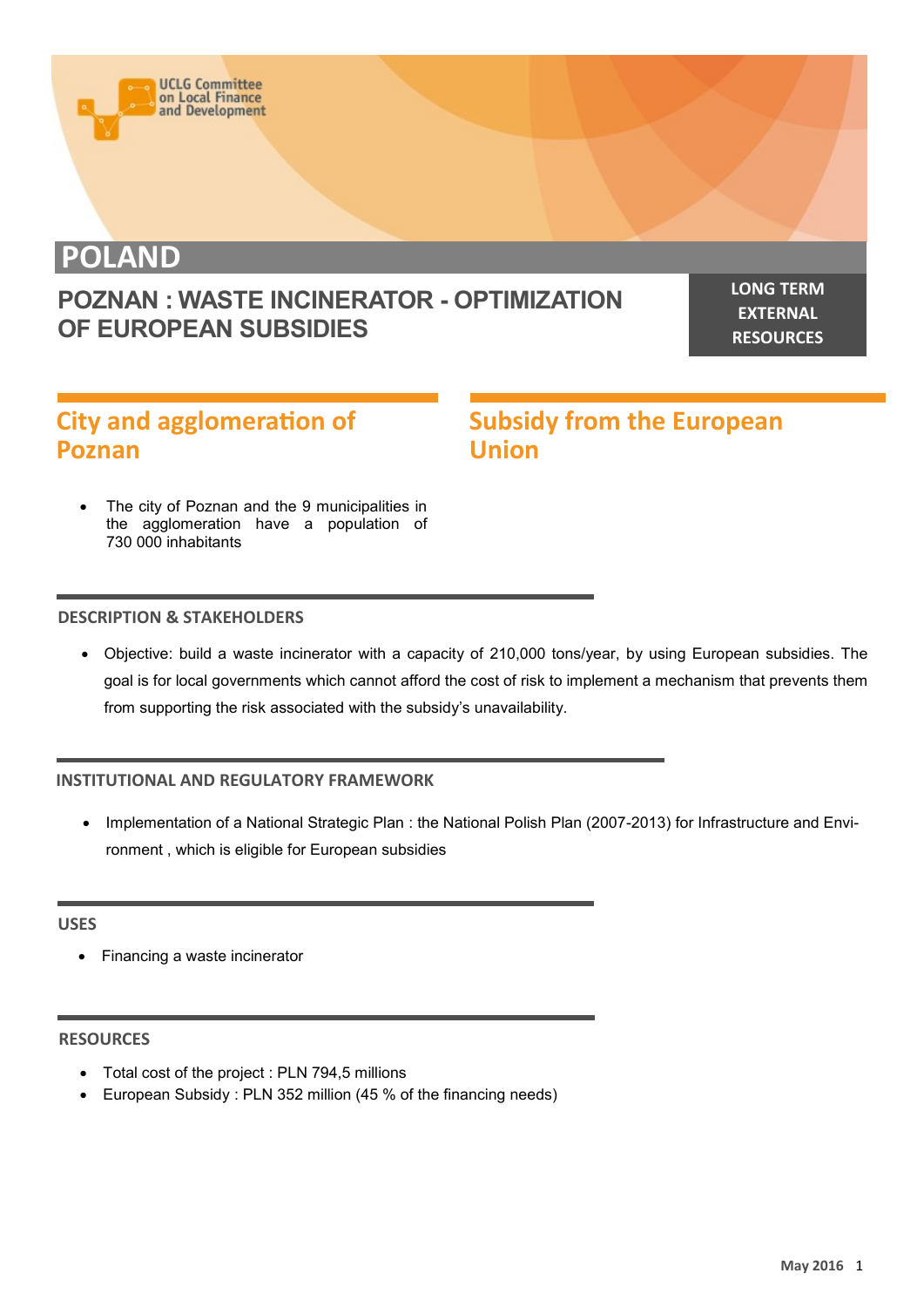# POLAND

## POZNAN : WASTE INCINERATOR - OPTIMIZATION OF EUROPEAN SUBSIDIES

**LONG TERM EXTERNAL RESOURCES**

## City and agglomeration of Poznan

- The city of Poznan and the 9 municipalities in the agglomeration have a population of 730 000 inhabitants

## Subsidy from the European Union

### DESCRIPTION & STAKEHOLDERS

- Objective: build a waste incinerator with a capacity of 210,000 tons/year, by using European subsidies. The goal is for local governments which cannot afford the cost of risk to implement a mechanism that prevents them from supporting the risk associated with the subsidy's unavailability.

### INSTITUTIONAL AND REGULATORY FRAMEWORK

- Implementation of a National Strategic Plan : the National Polish Plan (2007-2013) for Infrastructure and Environment , which is eligible for European subsidies

### USES

- Financing a waste incinerator

### RESOURCES

- Total cost of the project : PLN 794,5 millions
- European Subsidy : PLN 352 million (45 % of the financing needs)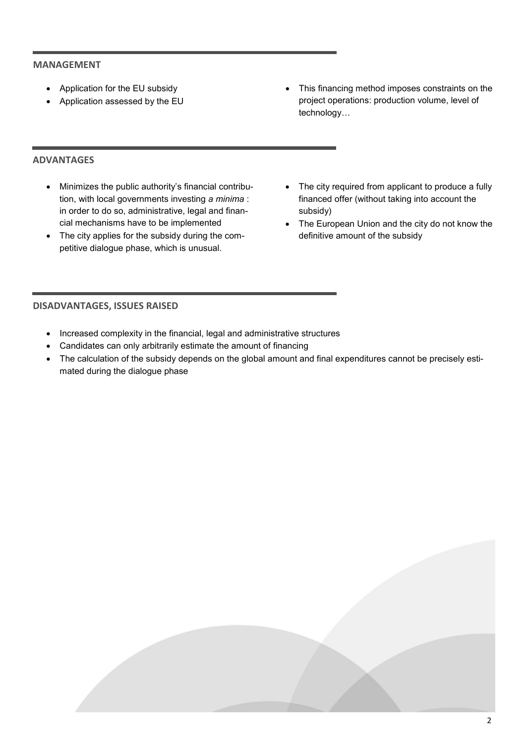## MANAGEMENT

- Application for the EU subsidy
- Application assessed by the EU
- This financing method imposes constraints on the project operations: production volume, level of technology…

## ADVANTAGES

- Minimizes the public authority's financial contribution, with local governments investing *a minima* : in order to do so, administrative, legal and financial mechanisms have to be implemented
- The city applies for the subsidy during the competitive dialogue phase, which is unusual.
- The city required from applicant to produce a fully financed offer (without taking into account the subsidy)
- The European Union and the city do not know the definitive amount of the subsidy

## DISADVANTAGES, ISSUES RAISED

- Increased complexity in the financial, legal and administrative structures
- Candidates can only arbitrarily estimate the amount of financing
- The calculation of the subsidy depends on the global amount and final expenditures cannot be precisely estimated during the dialogue phase